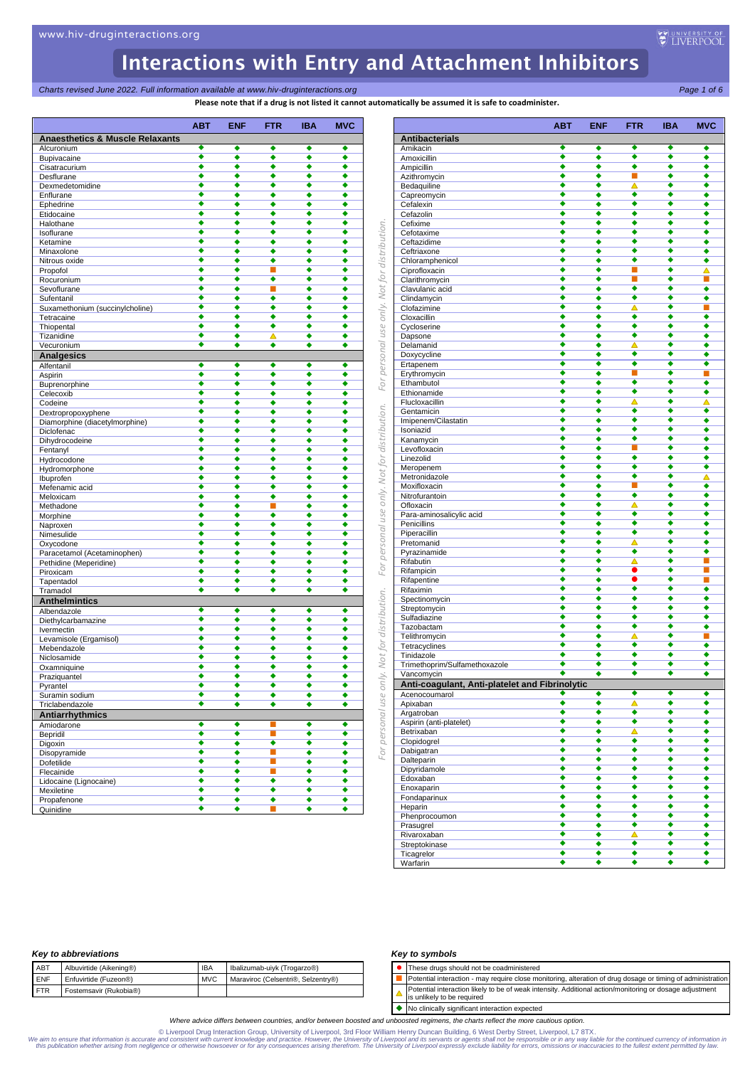# Interactions with Entry and Attachment Inhibitors

*Charts revised June 2022. Full information available at www.hiv-druginteractions.org*

**Please note that if a drug is not listed it cannot automatically be assumed it is safe to coadminister.**

| | ABT | ENF | FTR | IBA | MVC |
|---|---|---|---|---|---|
| **Anaesthetics & Muscle Relaxants** | | | | | |
| Alcuronium | ◆ | ◆ | ◆ | ◆ | ◆ |
| Bupivacaine | ◆ | ◆ | ◆ | ◆ | ◆ |
| Cisatracurium | ◆ | ◆ | ◆ | ◆ | ◆ |
| Desflurane | ◆ | ◆ | ◆ | ◆ | ◆ |
| Dexmedetomidine | ◆ | ◆ | ◆ | ◆ | ◆ |
| Enflurane | ◆ | ◆ | ◆ | ◆ | ◆ |
| Ephedrine | ◆ | ◆ | ◆ | ◆ | ◆ |
| Etidocaine | ◆ | ◆ | ◆ | ◆ | ◆ |
| Halothane | ◆ | ◆ | ◆ | ◆ | ◆ |
| Isoflurane | ◆ | ◆ | ◆ | ◆ | ◆ |
| Ketamine | ◆ | ◆ | ◆ | ◆ | ◆ |
| Minaxolone | ◆ | ◆ | ◆ | ◆ | ◆ |
| Nitrous oxide | ◆ | ◆ | ◆ | ◆ | ◆ |
| Propofol | ◆ | ◆ | ■ | ◆ | ◆ |
| Rocuronium | ◆ | ◆ | ◆ | ◆ | ◆ |
| Sevoflurane | ◆ | ◆ | ■ | ◆ | ◆ |
| Sufentanil | ◆ | ◆ | ◆ | ◆ | ◆ |
| Suxamethonium (succinylcholine) | ◆ | ◆ | ◆ | ◆ | ◆ |
| Tetracaine | ◆ | ◆ | ◆ | ◆ | ◆ |
| Thiopental | ◆ | ◆ | ◆ | ◆ | ◆ |
| Tizanidine | ◆ | ◆ | △ | ◆ | ◆ |
| Vecuronium | ◆ | ◆ | ◆ | ◆ | ◆ |
| **Analgesics** | | | | | |
| Alfentanil | ◆ | ◆ | ◆ | ◆ | ◆ |
| Aspirin | ◆ | ◆ | ◆ | ◆ | ◆ |
| Buprenorphine | ◆ | ◆ | ◆ | ◆ | ◆ |
| Celecoxib | ◆ | ◆ | ◆ | ◆ | ◆ |
| Codeine | ◆ | ◆ | ◆ | ◆ | ◆ |
| Dextropropoxyphene | ◆ | ◆ | ◆ | ◆ | ◆ |
| Diamorphine (diacetylmorphine) | ◆ | ◆ | ◆ | ◆ | ◆ |
| Diclofenac | ◆ | ◆ | ◆ | ◆ | ◆ |
| Dihydrocodeine | ◆ | ◆ | ◆ | ◆ | ◆ |
| Fentanyl | ◆ | ◆ | ◆ | ◆ | ◆ |
| Hydrocodone | ◆ | ◆ | ◆ | ◆ | ◆ |
| Hydromorphone | ◆ | ◆ | ◆ | ◆ | ◆ |
| Ibuprofen | ◆ | ◆ | ◆ | ◆ | ◆ |
| Mefenamic acid | ◆ | ◆ | ◆ | ◆ | ◆ |
| Meloxicam | ◆ | ◆ | ◆ | ◆ | ◆ |
| Methadone | ◆ | ◆ | ■ | ◆ | ◆ |
| Morphine | ◆ | ◆ | ◆ | ◆ | ◆ |
| Naproxen | ◆ | ◆ | ◆ | ◆ | ◆ |
| Nimesulide | ◆ | ◆ | ◆ | ◆ | ◆ |
| Oxycodone | ◆ | ◆ | ◆ | ◆ | ◆ |
| Paracetamol (Acetaminophen) | ◆ | ◆ | ◆ | ◆ | ◆ |
| Pethidine (Meperidine) | ◆ | ◆ | ◆ | ◆ | ◆ |
| Piroxicam | ◆ | ◆ | ◆ | ◆ | ◆ |
| Tapentadol | ◆ | ◆ | ◆ | ◆ | ◆ |
| Tramadol | ◆ | ◆ | ◆ | ◆ | ◆ |
| **Anthelmintics** | | | | | |
| Albendazole | ◆ | ◆ | ◆ | ◆ | ◆ |
| Diethylcarbamazine | ◆ | ◆ | ◆ | ◆ | ◆ |
| Ivermectin | ◆ | ◆ | ◆ | ◆ | ◆ |
| Levamisole (Ergamisol) | ◆ | ◆ | ◆ | ◆ | ◆ |
| Mebendazole | ◆ | ◆ | ◆ | ◆ | ◆ |
| Niclosamide | ◆ | ◆ | ◆ | ◆ | ◆ |
| Oxamniquine | ◆ | ◆ | ◆ | ◆ | ◆ |
| Praziquantel | ◆ | ◆ | ◆ | ◆ | ◆ |
| Pyrantel | ◆ | ◆ | ◆ | ◆ | ◆ |
| Suramin sodium | ◆ | ◆ | ◆ | ◆ | ◆ |
| Triclabendazole | ◆ | ◆ | ◆ | ◆ | ◆ |
| **Antiarrhythmics** | | | | | |
| Amiodarone | ◆ | ◆ | ■ | ◆ | ◆ |
| Bepridil | ◆ | ◆ | ■ | ◆ | ◆ |
| Digoxin | ◆ | ◆ | ◆ | ◆ | ◆ |
| Disopyramide | ◆ | ◆ | ■ | ◆ | ◆ |
| Dofetilide | ◆ | ◆ | ■ | ◆ | ◆ |
| Flecainide | ◆ | ◆ | ■ | ◆ | ◆ |
| Lidocaine (Lignocaine) | ◆ | ◆ | ◆ | ◆ | ◆ |
| Mexiletine | ◆ | ◆ | ◆ | ◆ | ◆ |
| Propafenone | ◆ | ◆ | ◆ | ◆ | ◆ |
| Quinidine | ◆ | ◆ | ■ | ◆ | ◆ |

| | ABT | ENF | FTR | IBA | MVC |
|---|---|---|---|---|---|
| **Antibacterials** | | | | | |
| Amikacin | ◆ | ◆ | ◆ | ◆ | ◆ |
| Amoxicillin | ◆ | ◆ | ◆ | ◆ | ◆ |
| Ampicillin | ◆ | ◆ | ◆ | ◆ | ◆ |
| Azithromycin | ◆ | ◆ | ■ | ◆ | ◆ |
| Bedaquiline | ◆ | ◆ | △ | ◆ | ◆ |
| Capreomycin | ◆ | ◆ | ◆ | ◆ | ◆ |
| Cefalexin | ◆ | ◆ | ◆ | ◆ | ◆ |
| Cefazolin | ◆ | ◆ | ◆ | ◆ | ◆ |
| Cefixime | ◆ | ◆ | ◆ | ◆ | ◆ |
| Cefotaxime | ◆ | ◆ | ◆ | ◆ | ◆ |
| Ceftazidime | ◆ | ◆ | ◆ | ◆ | ◆ |
| Ceftriaxone | ◆ | ◆ | ◆ | ◆ | ◆ |
| Chloramphenicol | ◆ | ◆ | ◆ | ◆ | ◆ |
| Ciprofloxacin | ◆ | ◆ | ■ | ◆ | △ |
| Clarithromycin | ◆ | ◆ | ■ | ◆ | ■ |
| Clavulanic acid | ◆ | ◆ | ◆ | ◆ | ◆ |
| Clindamycin | ◆ | ◆ | ◆ | ◆ | ◆ |
| Clofazimine | ◆ | ◆ | △ | ◆ | ■ |
| Cloxacillin | ◆ | ◆ | ◆ | ◆ | ◆ |
| Cycloserine | ◆ | ◆ | ◆ | ◆ | ◆ |
| Dapsone | ◆ | ◆ | ◆ | ◆ | ◆ |
| Delamanid | ◆ | ◆ | △ | ◆ | ◆ |
| Doxycycline | ◆ | ◆ | ◆ | ◆ | ◆ |
| Ertapenem | ◆ | ◆ | ◆ | ◆ | ◆ |
| Erythromycin | ◆ | ◆ | ■ | ◆ | ■ |
| Ethambutol | ◆ | ◆ | ◆ | ◆ | ◆ |
| Ethionamide | ◆ | ◆ | ◆ | ◆ | ◆ |
| Flucloxacillin | ◆ | ◆ | △ | ◆ | △ |
| Gentamicin | ◆ | ◆ | ◆ | ◆ | ◆ |
| Imipenem/Cilastatin | ◆ | ◆ | ◆ | ◆ | ◆ |
| Isoniazid | ◆ | ◆ | ◆ | ◆ | ◆ |
| Kanamycin | ◆ | ◆ | ◆ | ◆ | ◆ |
| Levofloxacin | ◆ | ◆ | ■ | ◆ | ◆ |
| Linezolid | ◆ | ◆ | ◆ | ◆ | ◆ |
| Meropenem | ◆ | ◆ | ◆ | ◆ | ◆ |
| Metronidazole | ◆ | ◆ | ◆ | ◆ | △ |
| Moxifloxacin | ◆ | ◆ | ■ | ◆ | ◆ |
| Nitrofurantoin | ◆ | ◆ | ◆ | ◆ | ◆ |
| Ofloxacin | ◆ | ◆ | △ | ◆ | ◆ |
| Para-aminosalicylic acid | ◆ | ◆ | ◆ | ◆ | ◆ |
| Penicillins | ◆ | ◆ | ◆ | ◆ | ◆ |
| Piperacillin | ◆ | ◆ | ◆ | ◆ | ◆ |
| Pretomanid | ◆ | ◆ | △ | ◆ | ◆ |
| Pyrazinamide | ◆ | ◆ | ◆ | ◆ | ◆ |
| Rifabutin | ◆ | ◆ | △ | ◆ | ■ |
| Rifampicin | ◆ | ◆ | ● | ◆ | ■ |
| Rifapentine | ◆ | ◆ | ● | ◆ | ■ |
| Rifaximin | ◆ | ◆ | ◆ | ◆ | ◆ |
| Spectinomycin | ◆ | ◆ | ◆ | ◆ | ◆ |
| Streptomycin | ◆ | ◆ | ◆ | ◆ | ◆ |
| Sulfadiazine | ◆ | ◆ | ◆ | ◆ | ◆ |
| Tazobactam | ◆ | ◆ | ◆ | ◆ | ◆ |
| Telithromycin | ◆ | ◆ | △ | ◆ | ■ |
| Tetracyclines | ◆ | ◆ | ◆ | ◆ | ◆ |
| Tinidazole | ◆ | ◆ | ◆ | ◆ | ◆ |
| Trimethoprim/Sulfamethoxazole | ◆ | ◆ | ◆ | ◆ | ◆ |
| Vancomycin | ◆ | ◆ | ◆ | ◆ | ◆ |
| **Anti-coagulant, Anti-platelet and Fibrinolytic** | | | | | |
| Acenocoumarol | ◆ | ◆ | ◆ | ◆ | ◆ |
| Apixaban | ◆ | ◆ | △ | ◆ | ◆ |
| Argatroban | ◆ | ◆ | ◆ | ◆ | ◆ |
| Aspirin (anti-platelet) | ◆ | ◆ | ◆ | ◆ | ◆ |
| Betrixaban | ◆ | ◆ | △ | ◆ | ◆ |
| Clopidogrel | ◆ | ◆ | ◆ | ◆ | ◆ |
| Dabigatran | ◆ | ◆ | ◆ | ◆ | ◆ |
| Dalteparin | ◆ | ◆ | ◆ | ◆ | ◆ |
| Dipyridamole | ◆ | ◆ | ◆ | ◆ | ◆ |
| Edoxaban | ◆ | ◆ | ◆ | ◆ | ◆ |
| Enoxaparin | ◆ | ◆ | ◆ | ◆ | ◆ |
| Fondaparinux | ◆ | ◆ | ◆ | ◆ | ◆ |
| Heparin | ◆ | ◆ | ◆ | ◆ | ◆ |
| Phenprocoumon | ◆ | ◆ | ◆ | ◆ | ◆ |
| Prasugrel | ◆ | ◆ | ◆ | ◆ | ◆ |
| Rivaroxaban | ◆ | ◆ | △ | ◆ | ◆ |
| Streptokinase | ◆ | ◆ | ◆ | ◆ | ◆ |
| Ticagrelor | ◆ | ◆ | ◆ | ◆ | ◆ |
| Warfarin | ◆ | ◆ | ◆ | ◆ | ◆ |

### *Key to abbreviations*

| | | | |
|---|---|---|---|
| ABT | Albuvirtide (Aikening®) | IBA | Ibalizumab-uiyk (Trogarzo®) |
| ENF | Enfuvirtide (Fuzeon®) | MVC | Maraviroc (Celsentri®, Selzentry®) |
| FTR | Fostemsavir (Rukobia®) | | |

### *Key to symbols*

| | |
|---|---|
| ● | These drugs should not be coadministered |
| ■ | Potential interaction - may require close monitoring, alteration of drug dosage or timing of administration |
| △ | Potential interaction likely to be of weak intensity. Additional action/monitoring or dosage adjustment is unlikely to be required |
| ◆ | No clinically significant interaction expected |

*Where advice differs between countries, and/or between boosted and unboosted regimens, the charts reflect the more cautious option.*

© Liverpool Drug Interaction Group, University of Liverpool, 3rd Floor William Henry Duncan Building, 6 West Derby Street, Liverpool, L7 8TX.

*We aim to ensure that information is accurate and consistent with current knowledge and practice. However, the University of Liverpool and its servants or agents shall not be responsible or in any way liable for the continued currency of information in this publication whether arising from negligence or otherwise howsoever or for any consequences arising therefrom. The University of Liverpool expressly exclude liability for errors, omissions or inaccuracies to the fullest extent permitted by law.*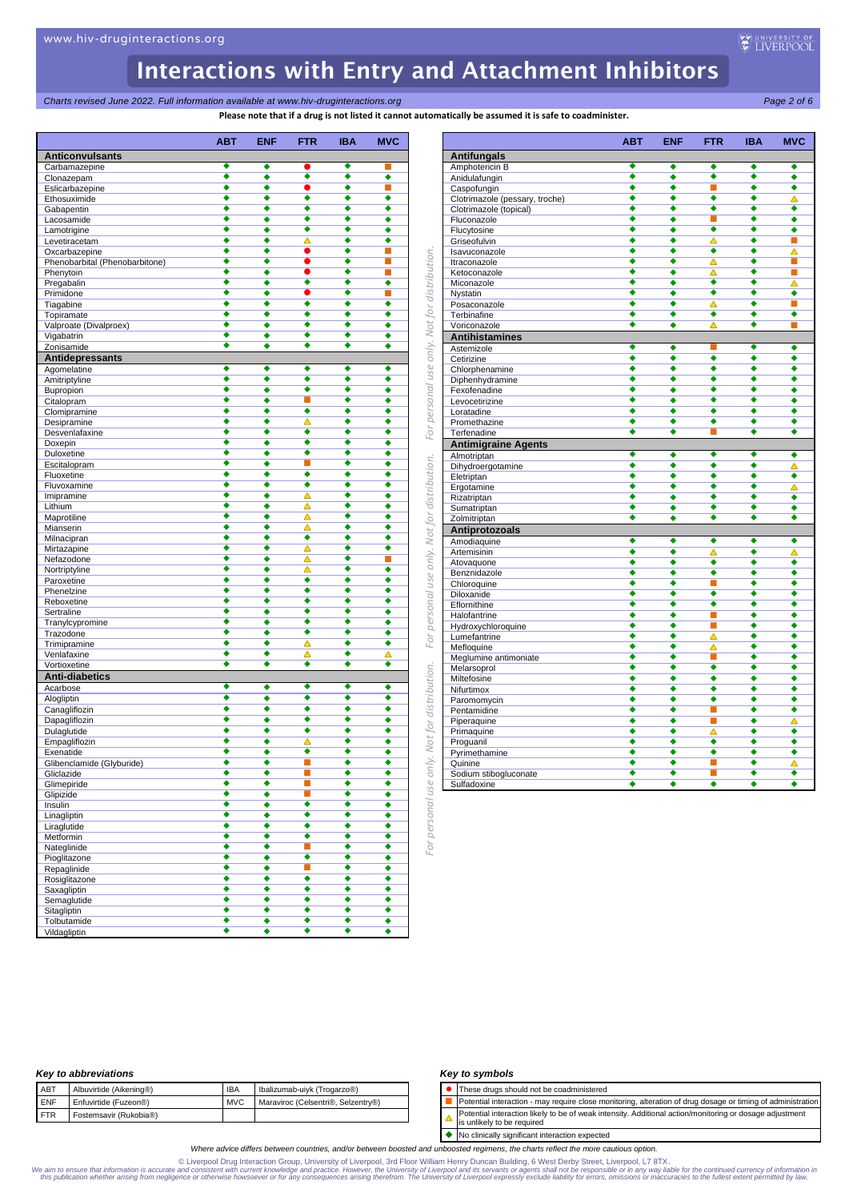# Interactions with Entry and Attachment Inhibitors

*Charts revised June 2022. Full information available at www.hiv-druginteractions.org*

**Please note that if a drug is not listed it cannot automatically be assumed it is safe to coadminister.**

| | ABT | ENF | FTR | IBA | MVC |
|---|---|---|---|---|---|
| **Anticonvulsants** | | | | | |
| Carbamazepine | ◆ | ◆ | ● | ◆ | ■ |
| Clonazepam | ◆ | ◆ | ◆ | ◆ | ◆ |
| Eslicarbazepine | ◆ | ◆ | ● | ◆ | ■ |
| Ethosuximide | ◆ | ◆ | ◆ | ◆ | ◆ |
| Gabapentin | ◆ | ◆ | ◆ | ◆ | ◆ |
| Lacosamide | ◆ | ◆ | ◆ | ◆ | ◆ |
| Lamotrigine | ◆ | ◆ | ◆ | ◆ | ◆ |
| Levetiracetam | ◆ | ◆ | △ | ◆ | ◆ |
| Oxcarbazepine | ◆ | ◆ | ● | ◆ | ■ |
| Phenobarbital (Phenobarbitone) | ◆ | ◆ | ● | ◆ | ■ |
| Phenytoin | ◆ | ◆ | ● | ◆ | ■ |
| Pregabalin | ◆ | ◆ | ◆ | ◆ | ◆ |
| Primidone | ◆ | ◆ | ● | ◆ | ■ |
| Tiagabine | ◆ | ◆ | ◆ | ◆ | ◆ |
| Topiramate | ◆ | ◆ | ◆ | ◆ | ◆ |
| Valproate (Divalproex) | ◆ | ◆ | ◆ | ◆ | ◆ |
| Vigabatrin | ◆ | ◆ | ◆ | ◆ | ◆ |
| Zonisamide | ◆ | ◆ | ◆ | ◆ | ◆ |
| **Antidepressants** | | | | | |
| Agomelatine | ◆ | ◆ | ◆ | ◆ | ◆ |
| Amitriptyline | ◆ | ◆ | ◆ | ◆ | ◆ |
| Bupropion | ◆ | ◆ | ◆ | ◆ | ◆ |
| Citalopram | ◆ | ◆ | ■ | ◆ | ◆ |
| Clomipramine | ◆ | ◆ | ◆ | ◆ | ◆ |
| Desipramine | ◆ | ◆ | △ | ◆ | ◆ |
| Desvenlafaxine | ◆ | ◆ | ◆ | ◆ | ◆ |
| Doxepin | ◆ | ◆ | ◆ | ◆ | ◆ |
| Duloxetine | ◆ | ◆ | ◆ | ◆ | ◆ |
| Escitalopram | ◆ | ◆ | ■ | ◆ | ◆ |
| Fluoxetine | ◆ | ◆ | ◆ | ◆ | ◆ |
| Fluvoxamine | ◆ | ◆ | ◆ | ◆ | ◆ |
| Imipramine | ◆ | ◆ | △ | ◆ | ◆ |
| Lithium | ◆ | ◆ | △ | ◆ | ◆ |
| Maprotiline | ◆ | ◆ | △ | ◆ | ◆ |
| Mianserin | ◆ | ◆ | △ | ◆ | ◆ |
| Milnacipran | ◆ | ◆ | ◆ | ◆ | ◆ |
| Mirtazapine | ◆ | ◆ | △ | ◆ | ◆ |
| Nefazodone | ◆ | ◆ | △ | ◆ | ■ |
| Nortriptyline | ◆ | ◆ | △ | ◆ | ◆ |
| Paroxetine | ◆ | ◆ | ◆ | ◆ | ◆ |
| Phenelzine | ◆ | ◆ | ◆ | ◆ | ◆ |
| Reboxetine | ◆ | ◆ | ◆ | ◆ | ◆ |
| Sertraline | ◆ | ◆ | ◆ | ◆ | ◆ |
| Tranylcypromine | ◆ | ◆ | ◆ | ◆ | ◆ |
| Trazodone | ◆ | ◆ | ◆ | ◆ | ◆ |
| Trimipramine | ◆ | ◆ | △ | ◆ | ◆ |
| Venlafaxine | ◆ | ◆ | △ | ◆ | △ |
| Vortioxetine | ◆ | ◆ | ◆ | ◆ | ◆ |
| **Anti-diabetics** | | | | | |
| Acarbose | ◆ | ◆ | ◆ | ◆ | ◆ |
| Alogliptin | ◆ | ◆ | ◆ | ◆ | ◆ |
| Canagliflozin | ◆ | ◆ | ◆ | ◆ | ◆ |
| Dapagliflozin | ◆ | ◆ | ◆ | ◆ | ◆ |
| Dulaglutide | ◆ | ◆ | ◆ | ◆ | ◆ |
| Empagliflozin | ◆ | ◆ | △ | ◆ | ◆ |
| Exenatide | ◆ | ◆ | ◆ | ◆ | ◆ |
| Glibenclamide (Glyburide) | ◆ | ◆ | ■ | ◆ | ◆ |
| Gliclazide | ◆ | ◆ | ■ | ◆ | ◆ |
| Glimepiride | ◆ | ◆ | ■ | ◆ | ◆ |
| Glipizide | ◆ | ◆ | ■ | ◆ | ◆ |
| Insulin | ◆ | ◆ | ◆ | ◆ | ◆ |
| Linagliptin | ◆ | ◆ | ◆ | ◆ | ◆ |
| Liraglutide | ◆ | ◆ | ◆ | ◆ | ◆ |
| Metformin | ◆ | ◆ | ◆ | ◆ | ◆ |
| Nateglinide | ◆ | ◆ | ■ | ◆ | ◆ |
| Pioglitazone | ◆ | ◆ | ◆ | ◆ | ◆ |
| Repaglinide | ◆ | ◆ | ■ | ◆ | ◆ |
| Rosiglitazone | ◆ | ◆ | ◆ | ◆ | ◆ |
| Saxagliptin | ◆ | ◆ | ◆ | ◆ | ◆ |
| Semaglutide | ◆ | ◆ | ◆ | ◆ | ◆ |
| Sitagliptin | ◆ | ◆ | ◆ | ◆ | ◆ |
| Tolbutamide | ◆ | ◆ | ◆ | ◆ | ◆ |
| Vildagliptin | ◆ | ◆ | ◆ | ◆ | ◆ |

| | ABT | ENF | FTR | IBA | MVC |
|---|---|---|---|---|---|
| **Antifungals** | | | | | |
| Amphotericin B | ◆ | ◆ | ◆ | ◆ | ◆ |
| Anidulafungin | ◆ | ◆ | ◆ | ◆ | ◆ |
| Caspofungin | ◆ | ◆ | ■ | ◆ | ◆ |
| Clotrimazole (pessary, troche) | ◆ | ◆ | ◆ | ◆ | △ |
| Clotrimazole (topical) | ◆ | ◆ | ◆ | ◆ | ◆ |
| Fluconazole | ◆ | ◆ | ■ | ◆ | ◆ |
| Flucytosine | ◆ | ◆ | ◆ | ◆ | ◆ |
| Griseofulvin | ◆ | ◆ | △ | ◆ | ■ |
| Isavuconazole | ◆ | ◆ | ◆ | ◆ | △ |
| Itraconazole | ◆ | ◆ | △ | ◆ | ■ |
| Ketoconazole | ◆ | ◆ | △ | ◆ | ■ |
| Miconazole | ◆ | ◆ | ◆ | ◆ | △ |
| Nystatin | ◆ | ◆ | ◆ | ◆ | ◆ |
| Posaconazole | ◆ | ◆ | △ | ◆ | ■ |
| Terbinafine | ◆ | ◆ | ◆ | ◆ | ◆ |
| Voriconazole | ◆ | ◆ | △ | ◆ | ■ |
| **Antihistamines** | | | | | |
| Astemizole | ◆ | ◆ | ■ | ◆ | ◆ |
| Cetirizine | ◆ | ◆ | ◆ | ◆ | ◆ |
| Chlorphenamine | ◆ | ◆ | ◆ | ◆ | ◆ |
| Diphenhydramine | ◆ | ◆ | ◆ | ◆ | ◆ |
| Fexofenadine | ◆ | ◆ | ◆ | ◆ | ◆ |
| Levocetirizine | ◆ | ◆ | ◆ | ◆ | ◆ |
| Loratadine | ◆ | ◆ | ◆ | ◆ | ◆ |
| Promethazine | ◆ | ◆ | ◆ | ◆ | ◆ |
| Terfenadine | ◆ | ◆ | ■ | ◆ | ◆ |
| **Antimigraine Agents** | | | | | |
| Almotriptan | ◆ | ◆ | ◆ | ◆ | ◆ |
| Dihydroergotamine | ◆ | ◆ | ◆ | ◆ | △ |
| Eletriptan | ◆ | ◆ | ◆ | ◆ | ◆ |
| Ergotamine | ◆ | ◆ | ◆ | ◆ | △ |
| Rizatriptan | ◆ | ◆ | ◆ | ◆ | ◆ |
| Sumatriptan | ◆ | ◆ | ◆ | ◆ | ◆ |
| Zolmitriptan | ◆ | ◆ | ◆ | ◆ | ◆ |
| **Antiprotozoals** | | | | | |
| Amodiaquine | ◆ | ◆ | ◆ | ◆ | ◆ |
| Artemisinin | ◆ | ◆ | △ | ◆ | △ |
| Atovaquone | ◆ | ◆ | ◆ | ◆ | ◆ |
| Benznidazole | ◆ | ◆ | ◆ | ◆ | ◆ |
| Chloroquine | ◆ | ◆ | ■ | ◆ | ◆ |
| Diloxanide | ◆ | ◆ | ◆ | ◆ | ◆ |
| Eflornithine | ◆ | ◆ | ◆ | ◆ | ◆ |
| Halofantrine | ◆ | ◆ | ■ | ◆ | ◆ |
| Hydroxychloroquine | ◆ | ◆ | ■ | ◆ | ◆ |
| Lumefantrine | ◆ | ◆ | △ | ◆ | ◆ |
| Mefloquine | ◆ | ◆ | △ | ◆ | ◆ |
| Meglumine antimoniate | ◆ | ◆ | ■ | ◆ | ◆ |
| Melarsoprol | ◆ | ◆ | ◆ | ◆ | ◆ |
| Miltefosine | ◆ | ◆ | ◆ | ◆ | ◆ |
| Nifurtimox | ◆ | ◆ | ◆ | ◆ | ◆ |
| Paromomycin | ◆ | ◆ | ◆ | ◆ | ◆ |
| Pentamidine | ◆ | ◆ | ■ | ◆ | ◆ |
| Piperaquine | ◆ | ◆ | ■ | ◆ | △ |
| Primaquine | ◆ | ◆ | △ | ◆ | ◆ |
| Proguanil | ◆ | ◆ | ◆ | ◆ | ◆ |
| Pyrimethamine | ◆ | ◆ | ◆ | ◆ | ◆ |
| Quinine | ◆ | ◆ | ■ | ◆ | △ |
| Sodium stibogluconate | ◆ | ◆ | ■ | ◆ | ◆ |
| Sulfadoxine | ◆ | ◆ | ◆ | ◆ | ◆ |

### *Key to abbreviations*

| | | | |
|---|---|---|---|
| ABT | Albuvirtide (Aikening®) | IBA | Ibalizumab-uiyk (Trogarzo®) |
| ENF | Enfuvirtide (Fuzeon®) | MVC | Maraviroc (Celsentri®, Selzentry®) |
| FTR | Fostemsavir (Rukobia®) | | |

### *Key to symbols*

| | |
|---|---|
| ● | These drugs should not be coadministered |
| ■ | Potential interaction - may require close monitoring, alteration of drug dosage or timing of administration |
| △ | Potential interaction likely to be of weak intensity. Additional action/monitoring or dosage adjustment is unlikely to be required |
| ◆ | No clinically significant interaction expected |

*Where advice differs between countries, and/or between boosted and unboosted regimens, the charts reflect the more cautious option.*

© Liverpool Drug Interaction Group, University of Liverpool, 3rd Floor William Henry Duncan Building, 6 West Derby Street, Liverpool, L7 8TX.

*We aim to ensure that information is accurate and consistent with current knowledge and practice. However, the University of Liverpool and its servants or agents shall not be responsible or in any way liable for the continued currency of information in this publication whether arising from negligence or otherwise howsoever or for any consequences arising therefrom. The University of Liverpool expressly exclude liability for errors, omissions or inaccuracies to the fullest extent permitted by law.*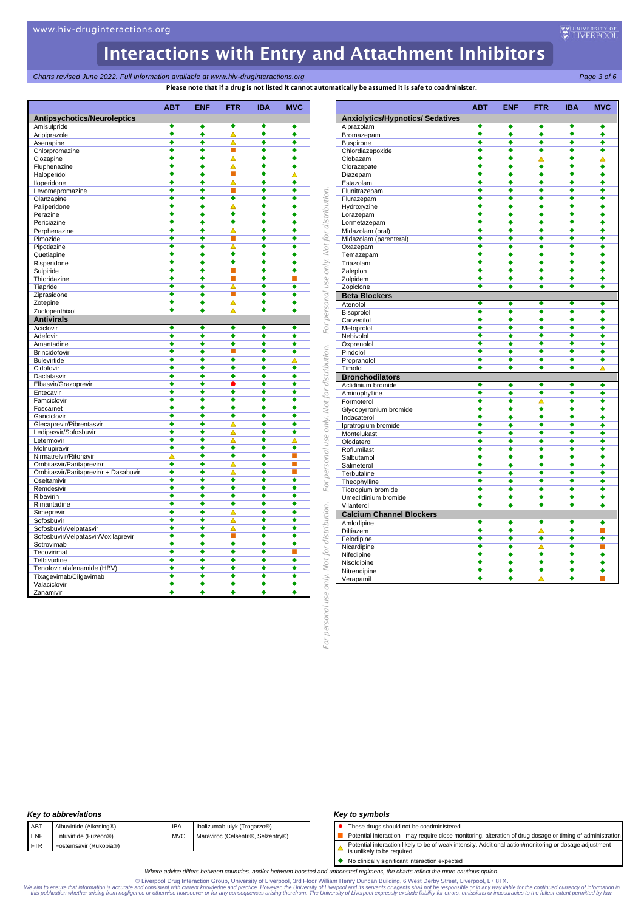# Interactions with Entry and Attachment Inhibitors

*Charts revised June 2022. Full information available at www.hiv-druginteractions.org*

**Please note that if a drug is not listed it cannot automatically be assumed it is safe to coadminister.**

| | ABT | ENF | FTR | IBA | MVC |
|---|---|---|---|---|---|
| **Antipsychotics/Neuroleptics** | | | | | |
| Amisulpride | ◆ | ◆ | ◆ | ◆ | ◆ |
| Aripiprazole | ◆ | ◆ | △ | ◆ | ◆ |
| Asenapine | ◆ | ◆ | △ | ◆ | ◆ |
| Chlorpromazine | ◆ | ◆ | ■ | ◆ | ◆ |
| Clozapine | ◆ | ◆ | △ | ◆ | ◆ |
| Fluphenazine | ◆ | ◆ | △ | ◆ | ◆ |
| Haloperidol | ◆ | ◆ | ■ | ◆ | △ |
| Iloperidone | ◆ | ◆ | △ | ◆ | ◆ |
| Levomepromazine | ◆ | ◆ | ■ | ◆ | ◆ |
| Olanzapine | ◆ | ◆ | ◆ | ◆ | ◆ |
| Paliperidone | ◆ | ◆ | △ | ◆ | ◆ |
| Perazine | ◆ | ◆ | ◆ | ◆ | ◆ |
| Periciazine | ◆ | ◆ | ◆ | ◆ | ◆ |
| Perphenazine | ◆ | ◆ | △ | ◆ | ◆ |
| Pimozide | ◆ | ◆ | ■ | ◆ | ◆ |
| Pipotiazine | ◆ | ◆ | △ | ◆ | ◆ |
| Quetiapine | ◆ | ◆ | ◆ | ◆ | ◆ |
| Risperidone | ◆ | ◆ | ◆ | ◆ | ◆ |
| Sulpiride | ◆ | ◆ | ■ | ◆ | ◆ |
| Thioridazine | ◆ | ◆ | ■ | ◆ | ■ |
| Tiapride | ◆ | ◆ | △ | ◆ | ◆ |
| Ziprasidone | ◆ | ◆ | ■ | ◆ | ◆ |
| Zotepine | ◆ | ◆ | △ | ◆ | ◆ |
| Zuclopenthixol | ◆ | ◆ | △ | ◆ | ◆ |
| **Antivirals** | | | | | |
| Aciclovir | ◆ | ◆ | ◆ | ◆ | ◆ |
| Adefovir | ◆ | ◆ | ◆ | ◆ | ◆ |
| Amantadine | ◆ | ◆ | ◆ | ◆ | ◆ |
| Brincidofovir | ◆ | ◆ | ■ | ◆ | ◆ |
| Bulevirtide | ◆ | ◆ | ◆ | ◆ | △ |
| Cidofovir | ◆ | ◆ | ◆ | ◆ | ◆ |
| Daclatasvir | ◆ | ◆ | ◆ | ◆ | ◆ |
| Elbasvir/Grazoprevir | ◆ | ◆ | ● | ◆ | ◆ |
| Entecavir | ◆ | ◆ | ◆ | ◆ | ◆ |
| Famciclovir | ◆ | ◆ | ◆ | ◆ | ◆ |
| Foscarnet | ◆ | ◆ | ◆ | ◆ | ◆ |
| Ganciclovir | ◆ | ◆ | ◆ | ◆ | ◆ |
| Glecaprevir/Pibrentasvir | ◆ | ◆ | △ | ◆ | ◆ |
| Ledipasvir/Sofosbuvir | ◆ | ◆ | △ | ◆ | ◆ |
| Letermovir | ◆ | ◆ | △ | ◆ | △ |
| Molnupiravir | ◆ | ◆ | ◆ | ◆ | ◆ |
| Nirmatrelvir/Ritonavir | △ | ◆ | ◆ | ◆ | ■ |
| Ombitasvir/Paritaprevir/r | ◆ | ◆ | △ | ◆ | ■ |
| Ombitasvir/Paritaprevir/r + Dasabuvir | ◆ | ◆ | △ | ◆ | ■ |
| Oseltamivir | ◆ | ◆ | ◆ | ◆ | ◆ |
| Remdesivir | ◆ | ◆ | ◆ | ◆ | ◆ |
| Ribavirin | ◆ | ◆ | ◆ | ◆ | ◆ |
| Rimantadine | ◆ | ◆ | ◆ | ◆ | ◆ |
| Simeprevir | ◆ | ◆ | △ | ◆ | ◆ |
| Sofosbuvir | ◆ | ◆ | △ | ◆ | ◆ |
| Sofosbuvir/Velpatasvir | ◆ | ◆ | △ | ◆ | ◆ |
| Sofosbuvir/Velpatasvir/Voxilaprevir | ◆ | ◆ | ■ | ◆ | ◆ |
| Sotrovimab | ◆ | ◆ | ◆ | ◆ | ◆ |
| Tecovirimat | ◆ | ◆ | ◆ | ◆ | ■ |
| Telbivudine | ◆ | ◆ | ◆ | ◆ | ◆ |
| Tenofovir alafenamide (HBV) | ◆ | ◆ | ◆ | ◆ | ◆ |
| Tixagevimab/Cilgavimab | ◆ | ◆ | ◆ | ◆ | ◆ |
| Valaciclovir | ◆ | ◆ | ◆ | ◆ | ◆ |
| Zanamivir | ◆ | ◆ | ◆ | ◆ | ◆ |

| | ABT | ENF | FTR | IBA | MVC |
|---|---|---|---|---|---|
| **Anxiolytics/Hypnotics/ Sedatives** | | | | | |
| Alprazolam | ◆ | ◆ | ◆ | ◆ | ◆ |
| Bromazepam | ◆ | ◆ | ◆ | ◆ | ◆ |
| Buspirone | ◆ | ◆ | ◆ | ◆ | ◆ |
| Chlordiazepoxide | ◆ | ◆ | ◆ | ◆ | ◆ |
| Clobazam | ◆ | ◆ | △ | ◆ | △ |
| Clorazepate | ◆ | ◆ | ◆ | ◆ | ◆ |
| Diazepam | ◆ | ◆ | ◆ | ◆ | ◆ |
| Estazolam | ◆ | ◆ | ◆ | ◆ | ◆ |
| Flunitrazepam | ◆ | ◆ | ◆ | ◆ | ◆ |
| Flurazepam | ◆ | ◆ | ◆ | ◆ | ◆ |
| Hydroxyzine | ◆ | ◆ | ◆ | ◆ | ◆ |
| Lorazepam | ◆ | ◆ | ◆ | ◆ | ◆ |
| Lormetazepam | ◆ | ◆ | ◆ | ◆ | ◆ |
| Midazolam (oral) | ◆ | ◆ | ◆ | ◆ | ◆ |
| Midazolam (parenteral) | ◆ | ◆ | ◆ | ◆ | ◆ |
| Oxazepam | ◆ | ◆ | ◆ | ◆ | ◆ |
| Temazepam | ◆ | ◆ | ◆ | ◆ | ◆ |
| Triazolam | ◆ | ◆ | ◆ | ◆ | ◆ |
| Zaleplon | ◆ | ◆ | ◆ | ◆ | ◆ |
| Zolpidem | ◆ | ◆ | ◆ | ◆ | ◆ |
| Zopiclone | ◆ | ◆ | ◆ | ◆ | ◆ |
| **Beta Blockers** | | | | | |
| Atenolol | ◆ | ◆ | ◆ | ◆ | ◆ |
| Bisoprolol | ◆ | ◆ | ◆ | ◆ | ◆ |
| Carvedilol | ◆ | ◆ | ◆ | ◆ | ◆ |
| Metoprolol | ◆ | ◆ | ◆ | ◆ | ◆ |
| Nebivolol | ◆ | ◆ | ◆ | ◆ | ◆ |
| Oxprenolol | ◆ | ◆ | ◆ | ◆ | ◆ |
| Pindolol | ◆ | ◆ | ◆ | ◆ | ◆ |
| Propranolol | ◆ | ◆ | ◆ | ◆ | ◆ |
| Timolol | ◆ | ◆ | ◆ | ◆ | △ |
| **Bronchodilators** | | | | | |
| Aclidinium bromide | ◆ | ◆ | ◆ | ◆ | ◆ |
| Aminophylline | ◆ | ◆ | ◆ | ◆ | ◆ |
| Formoterol | ◆ | ◆ | △ | ◆ | ◆ |
| Glycopyrronium bromide | ◆ | ◆ | ◆ | ◆ | ◆ |
| Indacaterol | ◆ | ◆ | ◆ | ◆ | ◆ |
| Ipratropium bromide | ◆ | ◆ | ◆ | ◆ | ◆ |
| Montelukast | ◆ | ◆ | ◆ | ◆ | ◆ |
| Olodaterol | ◆ | ◆ | ◆ | ◆ | ◆ |
| Roflumilast | ◆ | ◆ | ◆ | ◆ | ◆ |
| Salbutamol | ◆ | ◆ | ◆ | ◆ | ◆ |
| Salmeterol | ◆ | ◆ | ◆ | ◆ | ◆ |
| Terbutaline | ◆ | ◆ | ◆ | ◆ | ◆ |
| Theophylline | ◆ | ◆ | ◆ | ◆ | ◆ |
| Tiotropium bromide | ◆ | ◆ | ◆ | ◆ | ◆ |
| Umeclidinium bromide | ◆ | ◆ | ◆ | ◆ | ◆ |
| Vilanterol | ◆ | ◆ | ◆ | ◆ | ◆ |
| **Calcium Channel Blockers** | | | | | |
| Amlodipine | ◆ | ◆ | ◆ | ◆ | ◆ |
| Diltiazem | ◆ | ◆ | △ | ◆ | ■ |
| Felodipine | ◆ | ◆ | ◆ | ◆ | ◆ |
| Nicardipine | ◆ | ◆ | △ | ◆ | ■ |
| Nifedipine | ◆ | ◆ | ◆ | ◆ | ◆ |
| Nisoldipine | ◆ | ◆ | ◆ | ◆ | ◆ |
| Nitrendipine | ◆ | ◆ | ◆ | ◆ | ◆ |
| Verapamil | ◆ | ◆ | △ | ◆ | ■ |

### Key to abbreviations

| | | | |
|---|---|---|---|
| ABT | Albuvirtide (Aikening®) | IBA | Ibalizumab-uiyk (Trogarzo®) |
| ENF | Enfuvirtide (Fuzeon®) | MVC | Maraviroc (Celsentri®, Selzentry®) |
| FTR | Fostemsavir (Rukobia®) | | |

### Key to symbols

| | |
|---|---|
| ● | These drugs should not be coadministered |
| ■ | Potential interaction - may require close monitoring, alteration of drug dosage or timing of administration |
| △ | Potential interaction likely to be of weak intensity. Additional action/monitoring or dosage adjustment is unlikely to be required |
| ◆ | No clinically significant interaction expected |

*Where advice differs between countries, and/or between boosted and unboosted regimens, the charts reflect the more cautious option.*

© Liverpool Drug Interaction Group, University of Liverpool, 3rd Floor William Henry Duncan Building, 6 West Derby Street, Liverpool, L7 8TX.

*We aim to ensure that information is accurate and consistent with current knowledge and practice. However, the University of Liverpool and its servants or agents shall not be responsible or in any way liable for the continued currency of information in this publication whether arising from negligence or otherwise howsoever or for any consequences arising therefrom. The University of Liverpool expressly exclude liability for errors, omissions or inaccuracies to the fullest extent permitted by law.*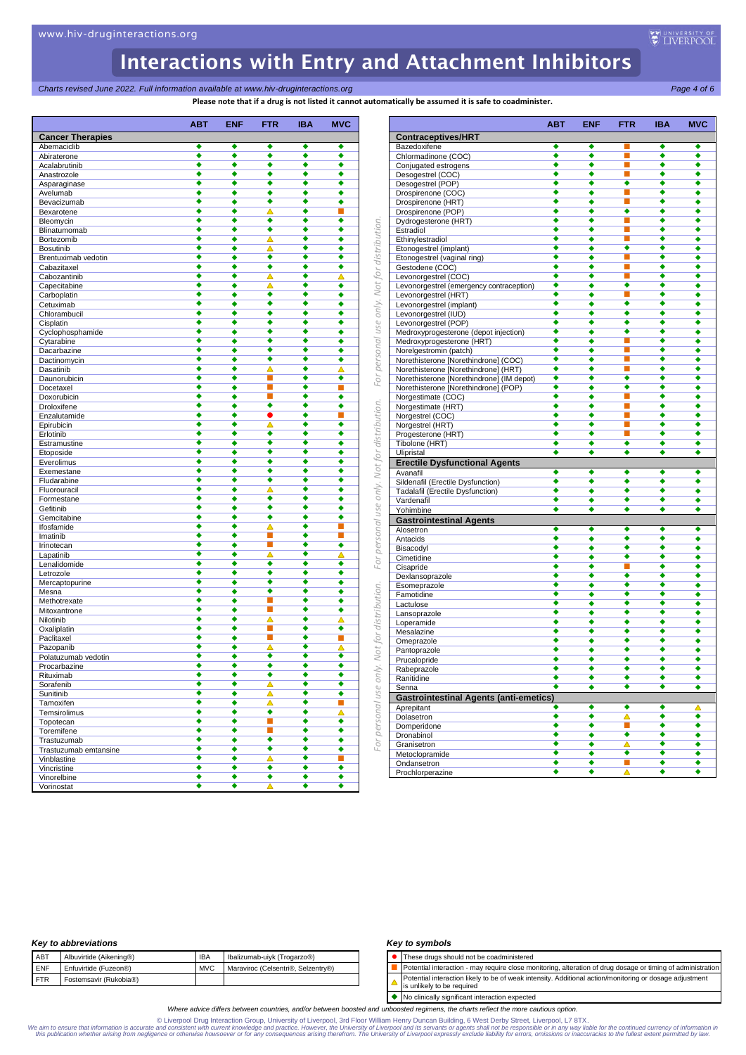# Interactions with Entry and Attachment Inhibitors

*Charts revised June 2022. Full information available at www.hiv-druginteractions.org*

**Please note that if a drug is not listed it cannot automatically be assumed it is safe to coadminister.**

| | ABT | ENF | FTR | IBA | MVC |
|---|---|---|---|---|---|
| **Cancer Therapies** | | | | | |
| Abemaciclib | ◆ | ◆ | ◆ | ◆ | ◆ |
| Abiraterone | ◆ | ◆ | ◆ | ◆ | ◆ |
| Acalabrutinib | ◆ | ◆ | ◆ | ◆ | ◆ |
| Anastrozole | ◆ | ◆ | ◆ | ◆ | ◆ |
| Asparaginase | ◆ | ◆ | ◆ | ◆ | ◆ |
| Avelumab | ◆ | ◆ | ◆ | ◆ | ◆ |
| Bevacizumab | ◆ | ◆ | ◆ | ◆ | ◆ |
| Bexarotene | ◆ | ◆ | △ | ◆ | ■ |
| Bleomycin | ◆ | ◆ | ◆ | ◆ | ◆ |
| Blinatumomab | ◆ | ◆ | ◆ | ◆ | ◆ |
| Bortezomib | ◆ | ◆ | △ | ◆ | ◆ |
| Bosutinib | ◆ | ◆ | △ | ◆ | ◆ |
| Brentuximab vedotin | ◆ | ◆ | ◆ | ◆ | ◆ |
| Cabazitaxel | ◆ | ◆ | ◆ | ◆ | ◆ |
| Cabozantinib | ◆ | ◆ | △ | ◆ | △ |
| Capecitabine | ◆ | ◆ | △ | ◆ | ◆ |
| Carboplatin | ◆ | ◆ | ◆ | ◆ | ◆ |
| Cetuximab | ◆ | ◆ | ◆ | ◆ | ◆ |
| Chlorambucil | ◆ | ◆ | ◆ | ◆ | ◆ |
| Cisplatin | ◆ | ◆ | ◆ | ◆ | ◆ |
| Cyclophosphamide | ◆ | ◆ | ◆ | ◆ | ◆ |
| Cytarabine | ◆ | ◆ | ◆ | ◆ | ◆ |
| Dacarbazine | ◆ | ◆ | ◆ | ◆ | ◆ |
| Dactinomycin | ◆ | ◆ | ◆ | ◆ | ◆ |
| Dasatinib | ◆ | ◆ | △ | ◆ | △ |
| Daunorubicin | ◆ | ◆ | ■ | ◆ | ◆ |
| Docetaxel | ◆ | ◆ | ■ | ◆ | ■ |
| Doxorubicin | ◆ | ◆ | ■ | ◆ | ◆ |
| Droloxifene | ◆ | ◆ | ◆ | ◆ | ◆ |
| Enzalutamide | ◆ | ◆ | ● | ◆ | ■ |
| Epirubicin | ◆ | ◆ | △ | ◆ | ◆ |
| Erlotinib | ◆ | ◆ | ◆ | ◆ | ◆ |
| Estramustine | ◆ | ◆ | ◆ | ◆ | ◆ |
| Etoposide | ◆ | ◆ | ◆ | ◆ | ◆ |
| Everolimus | ◆ | ◆ | ◆ | ◆ | ◆ |
| Exemestane | ◆ | ◆ | ◆ | ◆ | ◆ |
| Fludarabine | ◆ | ◆ | ◆ | ◆ | ◆ |
| Fluorouracil | ◆ | ◆ | △ | ◆ | ◆ |
| Formestane | ◆ | ◆ | ◆ | ◆ | ◆ |
| Gefitinib | ◆ | ◆ | ◆ | ◆ | ◆ |
| Gemcitabine | ◆ | ◆ | ◆ | ◆ | ◆ |
| Ifosfamide | ◆ | ◆ | △ | ◆ | ■ |
| Imatinib | ◆ | ◆ | ■ | ◆ | ■ |
| Irinotecan | ◆ | ◆ | ■ | ◆ | ◆ |
| Lapatinib | ◆ | ◆ | △ | ◆ | △ |
| Lenalidomide | ◆ | ◆ | ◆ | ◆ | ◆ |
| Letrozole | ◆ | ◆ | ◆ | ◆ | ◆ |
| Mercaptopurine | ◆ | ◆ | ◆ | ◆ | ◆ |
| Mesna | ◆ | ◆ | ◆ | ◆ | ◆ |
| Methotrexate | ◆ | ◆ | ■ | ◆ | ◆ |
| Mitoxantrone | ◆ | ◆ | ■ | ◆ | ◆ |
| Nilotinib | ◆ | ◆ | △ | ◆ | △ |
| Oxaliplatin | ◆ | ◆ | ■ | ◆ | ◆ |
| Paclitaxel | ◆ | ◆ | ■ | ◆ | ■ |
| Pazopanib | ◆ | ◆ | △ | ◆ | △ |
| Polatuzumab vedotin | ◆ | ◆ | ◆ | ◆ | ◆ |
| Procarbazine | ◆ | ◆ | ◆ | ◆ | ◆ |
| Rituximab | ◆ | ◆ | ◆ | ◆ | ◆ |
| Sorafenib | ◆ | ◆ | △ | ◆ | ◆ |
| Sunitinib | ◆ | ◆ | △ | ◆ | ◆ |
| Tamoxifen | ◆ | ◆ | △ | ◆ | ■ |
| Temsirolimus | ◆ | ◆ | ◆ | ◆ | △ |
| Topotecan | ◆ | ◆ | ■ | ◆ | ◆ |
| Toremifene | ◆ | ◆ | ■ | ◆ | ◆ |
| Trastuzumab | ◆ | ◆ | ◆ | ◆ | ◆ |
| Trastuzumab emtansine | ◆ | ◆ | ◆ | ◆ | ◆ |
| Vinblastine | ◆ | ◆ | △ | ◆ | ■ |
| Vincristine | ◆ | ◆ | ◆ | ◆ | ◆ |
| Vinorelbine | ◆ | ◆ | ◆ | ◆ | ◆ |
| Vorinostat | ◆ | ◆ | △ | ◆ | ◆ |

| | ABT | ENF | FTR | IBA | MVC |
|---|---|---|---|---|---|
| **Contraceptives/HRT** | | | | | |
| Bazedoxifene | ◆ | ◆ | ■ | ◆ | ◆ |
| Chlormadinone (COC) | ◆ | ◆ | ■ | ◆ | ◆ |
| Conjugated estrogens | ◆ | ◆ | ■ | ◆ | ◆ |
| Desogestrel (COC) | ◆ | ◆ | ■ | ◆ | ◆ |
| Desogestrel (POP) | ◆ | ◆ | ◆ | ◆ | ◆ |
| Drospirenone (COC) | ◆ | ◆ | ■ | ◆ | ◆ |
| Drospirenone (HRT) | ◆ | ◆ | ■ | ◆ | ◆ |
| Drospirenone (POP) | ◆ | ◆ | ◆ | ◆ | ◆ |
| Dydrogesterone (HRT) | ◆ | ◆ | ■ | ◆ | ◆ |
| Estradiol | ◆ | ◆ | ■ | ◆ | ◆ |
| Ethinylestradiol | ◆ | ◆ | ■ | ◆ | ◆ |
| Etonogestrel (implant) | ◆ | ◆ | ◆ | ◆ | ◆ |
| Etonogestrel (vaginal ring) | ◆ | ◆ | ■ | ◆ | ◆ |
| Gestodene (COC) | ◆ | ◆ | ■ | ◆ | ◆ |
| Levonorgestrel (COC) | ◆ | ◆ | ■ | ◆ | ◆ |
| Levonorgestrel (emergency contraception) | ◆ | ◆ | ◆ | ◆ | ◆ |
| Levonorgestrel (HRT) | ◆ | ◆ | ■ | ◆ | ◆ |
| Levonorgestrel (implant) | ◆ | ◆ | ◆ | ◆ | ◆ |
| Levonorgestrel (IUD) | ◆ | ◆ | ◆ | ◆ | ◆ |
| Levonorgestrel (POP) | ◆ | ◆ | ◆ | ◆ | ◆ |
| Medroxyprogesterone (depot injection) | ◆ | ◆ | ◆ | ◆ | ◆ |
| Medroxyprogesterone (HRT) | ◆ | ◆ | ■ | ◆ | ◆ |
| Norelgestromin (patch) | ◆ | ◆ | ■ | ◆ | ◆ |
| Norethisterone [Norethindrone] (COC) | ◆ | ◆ | ■ | ◆ | ◆ |
| Norethisterone [Norethindrone] (HRT) | ◆ | ◆ | ■ | ◆ | ◆ |
| Norethisterone [Norethindrone] (IM depot) | ◆ | ◆ | ◆ | ◆ | ◆ |
| Norethisterone [Norethindrone] (POP) | ◆ | ◆ | ◆ | ◆ | ◆ |
| Norgestimate (COC) | ◆ | ◆ | ■ | ◆ | ◆ |
| Norgestimate (HRT) | ◆ | ◆ | ■ | ◆ | ◆ |
| Norgestrel (COC) | ◆ | ◆ | ■ | ◆ | ◆ |
| Norgestrel (HRT) | ◆ | ◆ | ■ | ◆ | ◆ |
| Progesterone (HRT) | ◆ | ◆ | ■ | ◆ | ◆ |
| Tibolone (HRT) | ◆ | ◆ | ◆ | ◆ | ◆ |
| Ulipristal | ◆ | ◆ | ◆ | ◆ | ◆ |
| **Erectile Dysfunctional Agents** | | | | | |
| Avanafil | ◆ | ◆ | ◆ | ◆ | ◆ |
| Sildenafil (Erectile Dysfunction) | ◆ | ◆ | ◆ | ◆ | ◆ |
| Tadalafil (Erectile Dysfunction) | ◆ | ◆ | ◆ | ◆ | ◆ |
| Vardenafil | ◆ | ◆ | ◆ | ◆ | ◆ |
| Yohimbine | ◆ | ◆ | ◆ | ◆ | ◆ |
| **Gastrointestinal Agents** | | | | | |
| Alosetron | ◆ | ◆ | ◆ | ◆ | ◆ |
| Antacids | ◆ | ◆ | ◆ | ◆ | ◆ |
| Bisacodyl | ◆ | ◆ | ◆ | ◆ | ◆ |
| Cimetidine | ◆ | ◆ | ◆ | ◆ | ◆ |
| Cisapride | ◆ | ◆ | ■ | ◆ | ◆ |
| Dexlansoprazole | ◆ | ◆ | ◆ | ◆ | ◆ |
| Esomeprazole | ◆ | ◆ | ◆ | ◆ | ◆ |
| Famotidine | ◆ | ◆ | ◆ | ◆ | ◆ |
| Lactulose | ◆ | ◆ | ◆ | ◆ | ◆ |
| Lansoprazole | ◆ | ◆ | ◆ | ◆ | ◆ |
| Loperamide | ◆ | ◆ | ◆ | ◆ | ◆ |
| Mesalazine | ◆ | ◆ | ◆ | ◆ | ◆ |
| Omeprazole | ◆ | ◆ | ◆ | ◆ | ◆ |
| Pantoprazole | ◆ | ◆ | ◆ | ◆ | ◆ |
| Prucalopride | ◆ | ◆ | ◆ | ◆ | ◆ |
| Rabeprazole | ◆ | ◆ | ◆ | ◆ | ◆ |
| Ranitidine | ◆ | ◆ | ◆ | ◆ | ◆ |
| Senna | ◆ | ◆ | ◆ | ◆ | ◆ |
| **Gastrointestinal Agents (anti-emetics)** | | | | | |
| Aprepitant | ◆ | ◆ | ◆ | ◆ | △ |
| Dolasetron | ◆ | ◆ | △ | ◆ | ◆ |
| Domperidone | ◆ | ◆ | ■ | ◆ | ◆ |
| Dronabinol | ◆ | ◆ | ◆ | ◆ | ◆ |
| Granisetron | ◆ | ◆ | △ | ◆ | ◆ |
| Metoclopramide | ◆ | ◆ | ◆ | ◆ | ◆ |
| Ondansetron | ◆ | ◆ | ■ | ◆ | ◆ |
| Prochlorperazine | ◆ | ◆ | △ | ◆ | ◆ |

### Key to abbreviations

| | | | |
|---|---|---|---|
| ABT | Albuvirtide (Aikening®) | IBA | Ibalizumab-uiyk (Trogarzo®) |
| ENF | Enfuvirtide (Fuzeon®) | MVC | Maraviroc (Celsentri®, Selzentry®) |
| FTR | Fostemsavir (Rukobia®) | | |

### Key to symbols

| Symbol | Meaning |
|---|---|
| ● | These drugs should not be coadministered |
| ■ | Potential interaction - may require close monitoring, alteration of drug dosage or timing of administration |
| △ | Potential interaction likely to be of weak intensity. Additional action/monitoring or dosage adjustment is unlikely to be required |
| ◆ | No clinically significant interaction expected |

*Where advice differs between countries, and/or between boosted and unboosted regimens, the charts reflect the more cautious option.*

© Liverpool Drug Interaction Group, University of Liverpool, 3rd Floor William Henry Duncan Building, 6 West Derby Street, Liverpool, L7 8TX.

*We aim to ensure that information is accurate and consistent with current knowledge and practice. However, the University of Liverpool and its servants or agents shall not be responsible or in any way liable for the continued currency of information in this publication whether arising from negligence or otherwise howsoever or for any consequences arising therefrom. The University of Liverpool expressly exclude liability for errors, omissions or inaccuracies to the fullest extent permitted by law.*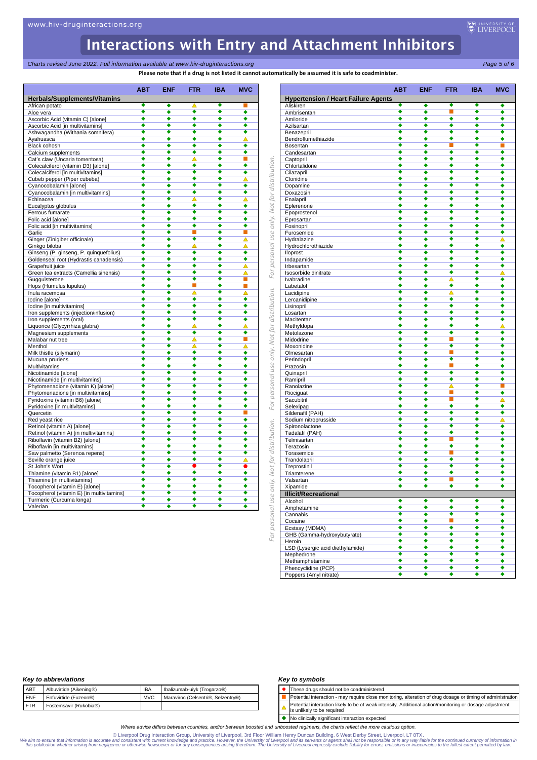# Interactions with Entry and Attachment Inhibitors

*Charts revised June 2022. Full information available at www.hiv-druginteractions.org*

**Please note that if a drug is not listed it cannot automatically be assumed it is safe to coadminister.**

| | ABT | ENF | FTR | IBA | MVC |
|---|---|---|---|---|---|
| **Herbals/Supplements/Vitamins** | | | | | |
| African potato | ◆ | ◆ | △ | ◆ | ■ |
| Aloe vera | ◆ | ◆ | ◆ | ◆ | ◆ |
| Ascorbic Acid (vitamin C) [alone] | ◆ | ◆ | ◆ | ◆ | ◆ |
| Ascorbic Acid [in multivitamins] | ◆ | ◆ | ◆ | ◆ | ◆ |
| Ashwagandha (Withania somnifera) | ◆ | ◆ | ◆ | ◆ | ◆ |
| Ayahuasca | ◆ | ◆ | ◆ | ◆ | △ |
| Black cohosh | ◆ | ◆ | ◆ | ◆ | ◆ |
| Calcium supplements | ◆ | ◆ | ◆ | ◆ | ◆ |
| Cat's claw (Uncaria tomentosa) | ◆ | ◆ | △ | ◆ | ■ |
| Colecalciferol (vitamin D3) [alone] | ◆ | ◆ | ◆ | ◆ | ◆ |
| Colecalciferol [in multivitamins] | ◆ | ◆ | ◆ | ◆ | ◆ |
| Cubeb pepper (Piper cubeba) | ◆ | ◆ | ◆ | ◆ | △ |
| Cyanocobalamin [alone] | ◆ | ◆ | ◆ | ◆ | ◆ |
| Cyanocobalamin [in multivitamins] | ◆ | ◆ | ◆ | ◆ | ◆ |
| Echinacea | ◆ | ◆ | △ | ◆ | △ |
| Eucalyptus globulus | ◆ | ◆ | ◆ | ◆ | ◆ |
| Ferrous fumarate | ◆ | ◆ | ◆ | ◆ | ◆ |
| Folic acid [alone] | ◆ | ◆ | ◆ | ◆ | ◆ |
| Folic acid [in multivitamins] | ◆ | ◆ | ◆ | ◆ | ◆ |
| Garlic | ◆ | ◆ | ■ | ◆ | ■ |
| Ginger (Zinigiber officinale) | ◆ | ◆ | ◆ | ◆ | △ |
| Ginkgo biloba | ◆ | ◆ | △ | ◆ | △ |
| Ginseng (P. ginseng, P. quinquefolius) | ◆ | ◆ | ◆ | ◆ | ◆ |
| Goldenseal root (Hydrastis canadensis) | ◆ | ◆ | ◆ | ◆ | ◆ |
| Grapefruit juice | ◆ | ◆ | ◆ | ◆ | △ |
| Green tea extracts (Camellia sinensis) | ◆ | ◆ | ◆ | ◆ | △ |
| Guggulsterone | ◆ | ◆ | ◆ | ◆ | ■ |
| Hops (Humulus lupulus) | ◆ | ◆ | ■ | ◆ | ■ |
| Inula racemosa | ◆ | ◆ | △ | ◆ | △ |
| Iodine [alone] | ◆ | ◆ | ◆ | ◆ | ◆ |
| Iodine [in multivitamins] | ◆ | ◆ | ◆ | ◆ | ◆ |
| Iron supplements (injection/infusion) | ◆ | ◆ | ◆ | ◆ | ◆ |
| Iron supplements (oral) | ◆ | ◆ | ◆ | ◆ | ◆ |
| Liquorice (Glycyrrhiza glabra) | ◆ | ◆ | △ | ◆ | △ |
| Magnesium supplements | ◆ | ◆ | ◆ | ◆ | ◆ |
| Malabar nut tree | ◆ | ◆ | △ | ◆ | ■ |
| Menthol | ◆ | ◆ | △ | ◆ | △ |
| Milk thistle (silymarin) | ◆ | ◆ | ◆ | ◆ | ◆ |
| Mucuna pruriens | ◆ | ◆ | ◆ | ◆ | ◆ |
| Multivitamins | ◆ | ◆ | ◆ | ◆ | ◆ |
| Nicotinamide [alone] | ◆ | ◆ | ◆ | ◆ | ◆ |
| Nicotinamide [in multivitamins] | ◆ | ◆ | ◆ | ◆ | ◆ |
| Phytomenadione (vitamin K) [alone] | ◆ | ◆ | ◆ | ◆ | ◆ |
| Phytomenadione [in multivitamins] | ◆ | ◆ | ◆ | ◆ | ◆ |
| Pyridoxine (vitamin B6) [alone] | ◆ | ◆ | ◆ | ◆ | ◆ |
| Pyridoxine [in multivitamins] | ◆ | ◆ | ◆ | ◆ | ◆ |
| Quercetin | ◆ | ◆ | ◆ | ◆ | ■ |
| Red yeast rice | ◆ | ◆ | ◆ | ◆ | ◆ |
| Retinol (vitamin A) [alone] | ◆ | ◆ | ◆ | ◆ | ◆ |
| Retinol (vitamin A) [in multivitamins] | ◆ | ◆ | ◆ | ◆ | ◆ |
| Riboflavin (vitamin B2) [alone] | ◆ | ◆ | ◆ | ◆ | ◆ |
| Riboflavin [in multivitamins] | ◆ | ◆ | ◆ | ◆ | ◆ |
| Saw palmetto (Serenoa repens) | ◆ | ◆ | ◆ | ◆ | ◆ |
| Seville orange juice | ◆ | ◆ | ◆ | ◆ | △ |
| St John's Wort | ◆ | ◆ | ● | ◆ | ● |
| Thiamine (vitamin B1) [alone] | ◆ | ◆ | ◆ | ◆ | ◆ |
| Thiamine [in multivitamins] | ◆ | ◆ | ◆ | ◆ | ◆ |
| Tocopherol (vitamin E) [alone] | ◆ | ◆ | ◆ | ◆ | ◆ |
| Tocopherol (vitamin E) [in multivitamins] | ◆ | ◆ | ◆ | ◆ | ◆ |
| Turmeric (Curcuma longa) | ◆ | ◆ | ◆ | ◆ | ◆ |
| Valerian | ◆ | ◆ | ◆ | ◆ | ◆ |

| | ABT | ENF | FTR | IBA | MVC |
|---|---|---|---|---|---|
| **Hypertension / Heart Failure Agents** | | | | | |
| Aliskiren | ◆ | ◆ | ◆ | ◆ | ◆ |
| Ambrisentan | ◆ | ◆ | ■ | ◆ | ◆ |
| Amiloride | ◆ | ◆ | ◆ | ◆ | ◆ |
| Azilsartan | ◆ | ◆ | ◆ | ◆ | ◆ |
| Benazepril | ◆ | ◆ | ◆ | ◆ | ◆ |
| Bendroflumethiazide | ◆ | ◆ | ◆ | ◆ | ◆ |
| Bosentan | ◆ | ◆ | ■ | ◆ | ■ |
| Candesartan | ◆ | ◆ | ◆ | ◆ | ◆ |
| Captopril | ◆ | ◆ | ◆ | ◆ | ◆ |
| Chlortalidone | ◆ | ◆ | ◆ | ◆ | ◆ |
| Cilazapril | ◆ | ◆ | ◆ | ◆ | ◆ |
| Clonidine | ◆ | ◆ | ◆ | ◆ | ◆ |
| Dopamine | ◆ | ◆ | ◆ | ◆ | ◆ |
| Doxazosin | ◆ | ◆ | ◆ | ◆ | ◆ |
| Enalapril | ◆ | ◆ | ◆ | ◆ | ◆ |
| Eplerenone | ◆ | ◆ | ◆ | ◆ | ◆ |
| Epoprostenol | ◆ | ◆ | ◆ | ◆ | ◆ |
| Eprosartan | ◆ | ◆ | ◆ | ◆ | ◆ |
| Fosinopril | ◆ | ◆ | ◆ | ◆ | ◆ |
| Furosemide | ◆ | ◆ | ◆ | ◆ | ◆ |
| Hydralazine | ◆ | ◆ | ◆ | ◆ | △ |
| Hydrochlorothiazide | ◆ | ◆ | ◆ | ◆ | ◆ |
| Iloprost | ◆ | ◆ | ◆ | ◆ | ◆ |
| Indapamide | ◆ | ◆ | ◆ | ◆ | ◆ |
| Irbesartan | ◆ | ◆ | ◆ | ◆ | ◆ |
| Isosorbide dinitrate | ◆ | ◆ | ◆ | ◆ | △ |
| Ivabradine | ◆ | ◆ | △ | ◆ | ◆ |
| Labetalol | ◆ | ◆ | ◆ | ◆ | ◆ |
| Lacidipine | ◆ | ◆ | △ | ◆ | ◆ |
| Lercanidipine | ◆ | ◆ | ◆ | ◆ | ◆ |
| Lisinopril | ◆ | ◆ | ◆ | ◆ | ◆ |
| Losartan | ◆ | ◆ | ◆ | ◆ | ◆ |
| Macitentan | ◆ | ◆ | ◆ | ◆ | ◆ |
| Methyldopa | ◆ | ◆ | ◆ | ◆ | △ |
| Metolazone | ◆ | ◆ | ◆ | ◆ | ◆ |
| Midodrine | ◆ | ◆ | ■ | ◆ | ◆ |
| Moxonidine | ◆ | ◆ | ◆ | ◆ | ◆ |
| Olmesartan | ◆ | ◆ | ■ | ◆ | ◆ |
| Perindopril | ◆ | ◆ | ◆ | ◆ | ◆ |
| Prazosin | ◆ | ◆ | ■ | ◆ | ◆ |
| Quinapril | ◆ | ◆ | ◆ | ◆ | ◆ |
| Ramipril | ◆ | ◆ | ◆ | ◆ | ◆ |
| Ranolazine | ◆ | ◆ | △ | ◆ | ■ |
| Riociguat | ◆ | ◆ | ■ | ◆ | ◆ |
| Sacubitril | ◆ | ◆ | ■ | ◆ | △ |
| Selexipag | ◆ | ◆ | ◆ | ◆ | ◆ |
| Sildenafil (PAH) | ◆ | ◆ | ◆ | ◆ | ◆ |
| Sodium nitroprusside | ◆ | ◆ | ◆ | ◆ | △ |
| Spironolactone | ◆ | ◆ | ◆ | ◆ | ◆ |
| Tadalafil (PAH) | ◆ | ◆ | ◆ | ◆ | ◆ |
| Telmisartan | ◆ | ◆ | ■ | ◆ | ◆ |
| Terazosin | ◆ | ◆ | ◆ | ◆ | ◆ |
| Torasemide | ◆ | ◆ | ■ | ◆ | ◆ |
| Trandolapril | ◆ | ◆ | ◆ | ◆ | ◆ |
| Treprostinil | ◆ | ◆ | ◆ | ◆ | ◆ |
| Triamterene | ◆ | ◆ | ◆ | ◆ | ◆ |
| Valsartan | ◆ | ◆ | ■ | ◆ | ◆ |
| Xipamide | ◆ | ◆ | ◆ | ◆ | ◆ |
| **Illicit/Recreational** | | | | | |
| Alcohol | ◆ | ◆ | ◆ | ◆ | ◆ |
| Amphetamine | ◆ | ◆ | ◆ | ◆ | ◆ |
| Cannabis | ◆ | ◆ | ◆ | ◆ | ◆ |
| Cocaine | ◆ | ◆ | ■ | ◆ | ◆ |
| Ecstasy (MDMA) | ◆ | ◆ | ◆ | ◆ | ◆ |
| GHB (Gamma-hydroxybutyrate) | ◆ | ◆ | ◆ | ◆ | ◆ |
| Heroin | ◆ | ◆ | ◆ | ◆ | ◆ |
| LSD (Lysergic acid diethylamide) | ◆ | ◆ | ◆ | ◆ | ◆ |
| Mephedrone | ◆ | ◆ | ◆ | ◆ | ◆ |
| Methamphetamine | ◆ | ◆ | ◆ | ◆ | ◆ |
| Phencyclidine (PCP) | ◆ | ◆ | ◆ | ◆ | ◆ |
| Poppers (Amyl nitrate) | ◆ | ◆ | ◆ | ◆ | ◆ |

### *Key to abbreviations*

| | | | |
|---|---|---|---|
| ABT | Albuvirtide (Aikening®) | IBA | Ibalizumab-uiyk (Trogarzo®) |
| ENF | Enfuvirtide (Fuzeon®) | MVC | Maraviroc (Celsentri®, Selzentry®) |
| FTR | Fostemsavir (Rukobia®) | | |

### *Key to symbols*

| | |
|---|---|
| ● | These drugs should not be coadministered |
| ■ | Potential interaction - may require close monitoring, alteration of drug dosage or timing of administration |
| △ | Potential interaction likely to be of weak intensity. Additional action/monitoring or dosage adjustment is unlikely to be required |
| ◆ | No clinically significant interaction expected |

*Where advice differs between countries, and/or between boosted and unboosted regimens, the charts reflect the more cautious option.*

© Liverpool Drug Interaction Group, University of Liverpool, 3rd Floor William Henry Duncan Building, 6 West Derby Street, Liverpool, L7 8TX.

*We aim to ensure that information is accurate and consistent with current knowledge and practice. However, the University of Liverpool and its servants or agents shall not be responsible or in any way liable for the continued currency of information in this publication whether arising from negligence or otherwise howsoever or for any consequences arising therefrom. The University of Liverpool expressly exclude liability for errors, omissions or inaccuracies to the fullest extent permitted by law.*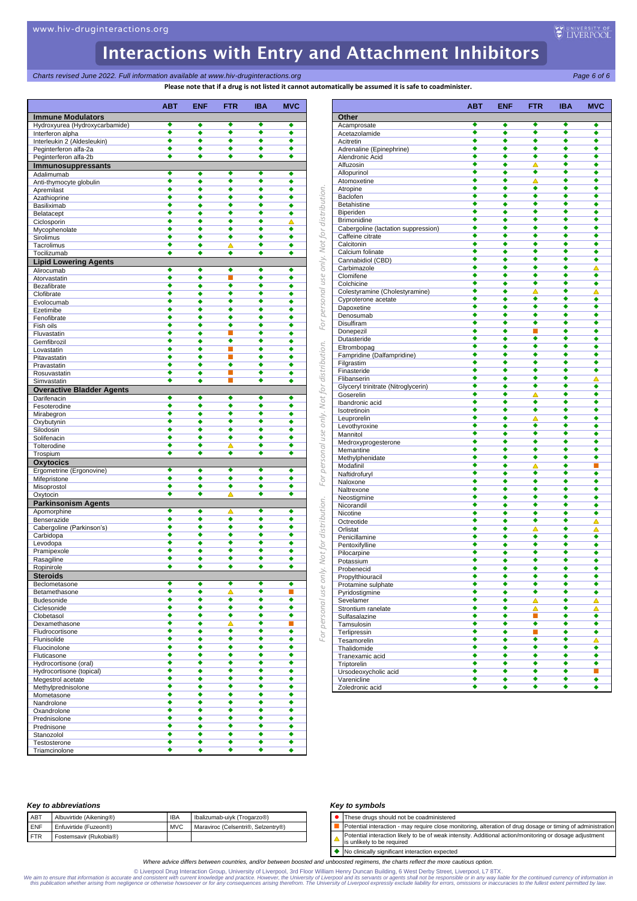# Interactions with Entry and Attachment Inhibitors

*Charts revised June 2022. Full information available at www.hiv-druginteractions.org*

**Please note that if a drug is not listed it cannot automatically be assumed it is safe to coadminister.**

| | ABT | ENF | FTR | IBA | MVC |
|---|---|---|---|---|---|
| **Immune Modulators** | | | | | |
| Hydroxyurea (Hydroxycarbamide) | ◆ | ◆ | ◆ | ◆ | ◆ |
| Interferon alpha | ◆ | ◆ | ◆ | ◆ | ◆ |
| Interleukin 2 (Aldesleukin) | ◆ | ◆ | ◆ | ◆ | ◆ |
| Peginterferon alfa-2a | ◆ | ◆ | ◆ | ◆ | ◆ |
| Peginterferon alfa-2b | ◆ | ◆ | ◆ | ◆ | ◆ |
| **Immunosuppressants** | | | | | |
| Adalimumab | ◆ | ◆ | ◆ | ◆ | ◆ |
| Anti-thymocyte globulin | ◆ | ◆ | ◆ | ◆ | ◆ |
| Apremilast | ◆ | ◆ | ◆ | ◆ | ◆ |
| Azathioprine | ◆ | ◆ | ◆ | ◆ | ◆ |
| Basiliximab | ◆ | ◆ | ◆ | ◆ | ◆ |
| Belatacept | ◆ | ◆ | ◆ | ◆ | ◆ |
| Ciclosporin | ◆ | ◆ | ◆ | ◆ | △ |
| Mycophenolate | ◆ | ◆ | ◆ | ◆ | ◆ |
| Sirolimus | ◆ | ◆ | ◆ | ◆ | ◆ |
| Tacrolimus | ◆ | ◆ | △ | ◆ | ◆ |
| Tocilizumab | ◆ | ◆ | ◆ | ◆ | ◆ |
| **Lipid Lowering Agents** | | | | | |
| Alirocumab | ◆ | ◆ | ◆ | ◆ | ◆ |
| Atorvastatin | ◆ | ◆ | ■ | ◆ | ◆ |
| Bezafibrate | ◆ | ◆ | ◆ | ◆ | ◆ |
| Clofibrate | ◆ | ◆ | ◆ | ◆ | ◆ |
| Evolocumab | ◆ | ◆ | ◆ | ◆ | ◆ |
| Ezetimibe | ◆ | ◆ | ◆ | ◆ | ◆ |
| Fenofibrate | ◆ | ◆ | ◆ | ◆ | ◆ |
| Fish oils | ◆ | ◆ | ◆ | ◆ | ◆ |
| Fluvastatin | ◆ | ◆ | ■ | ◆ | ◆ |
| Gemfibrozil | ◆ | ◆ | ◆ | ◆ | ◆ |
| Lovastatin | ◆ | ◆ | ■ | ◆ | ◆ |
| Pitavastatin | ◆ | ◆ | ■ | ◆ | ◆ |
| Pravastatin | ◆ | ◆ | ◆ | ◆ | ◆ |
| Rosuvastatin | ◆ | ◆ | ■ | ◆ | ◆ |
| Simvastatin | ◆ | ◆ | ■ | ◆ | ◆ |
| **Overactive Bladder Agents** | | | | | |
| Darifenacin | ◆ | ◆ | ◆ | ◆ | ◆ |
| Fesoterodine | ◆ | ◆ | ◆ | ◆ | ◆ |
| Mirabegron | ◆ | ◆ | ◆ | ◆ | ◆ |
| Oxybutynin | ◆ | ◆ | ◆ | ◆ | ◆ |
| Silodosin | ◆ | ◆ | ◆ | ◆ | ◆ |
| Solifenacin | ◆ | ◆ | ◆ | ◆ | ◆ |
| Tolterodine | ◆ | ◆ | △ | ◆ | ◆ |
| Trospium | ◆ | ◆ | ◆ | ◆ | ◆ |
| **Oxytocics** | | | | | |
| Ergometrine (Ergonovine) | ◆ | ◆ | ◆ | ◆ | ◆ |
| Mifepristone | ◆ | ◆ | ◆ | ◆ | ◆ |
| Misoprostol | ◆ | ◆ | ◆ | ◆ | ◆ |
| Oxytocin | ◆ | ◆ | △ | ◆ | ◆ |
| **Parkinsonism Agents** | | | | | |
| Apomorphine | ◆ | ◆ | △ | ◆ | ◆ |
| Benserazide | ◆ | ◆ | ◆ | ◆ | ◆ |
| Cabergoline (Parkinson's) | ◆ | ◆ | ◆ | ◆ | ◆ |
| Carbidopa | ◆ | ◆ | ◆ | ◆ | ◆ |
| Levodopa | ◆ | ◆ | ◆ | ◆ | ◆ |
| Pramipexole | ◆ | ◆ | ◆ | ◆ | ◆ |
| Rasagiline | ◆ | ◆ | ◆ | ◆ | ◆ |
| Ropinirole | ◆ | ◆ | ◆ | ◆ | ◆ |
| **Steroids** | | | | | |
| Beclometasone | ◆ | ◆ | ◆ | ◆ | ◆ |
| Betamethasone | ◆ | ◆ | △ | ◆ | ■ |
| Budesonide | ◆ | ◆ | ◆ | ◆ | ◆ |
| Ciclesonide | ◆ | ◆ | ◆ | ◆ | ◆ |
| Clobetasol | ◆ | ◆ | ◆ | ◆ | ◆ |
| Dexamethasone | ◆ | ◆ | △ | ◆ | ■ |
| Fludrocortisone | ◆ | ◆ | ◆ | ◆ | ◆ |
| Flunisolide | ◆ | ◆ | ◆ | ◆ | ◆ |
| Fluocinolone | ◆ | ◆ | ◆ | ◆ | ◆ |
| Fluticasone | ◆ | ◆ | ◆ | ◆ | ◆ |
| Hydrocortisone (oral) | ◆ | ◆ | ◆ | ◆ | ◆ |
| Hydrocortisone (topical) | ◆ | ◆ | ◆ | ◆ | ◆ |
| Megestrol acetate | ◆ | ◆ | ◆ | ◆ | ◆ |
| Methylprednisolone | ◆ | ◆ | ◆ | ◆ | ◆ |
| Mometasone | ◆ | ◆ | ◆ | ◆ | ◆ |
| Nandrolone | ◆ | ◆ | ◆ | ◆ | ◆ |
| Oxandrolone | ◆ | ◆ | ◆ | ◆ | ◆ |
| Prednisolone | ◆ | ◆ | ◆ | ◆ | ◆ |
| Prednisone | ◆ | ◆ | ◆ | ◆ | ◆ |
| Stanozolol | ◆ | ◆ | ◆ | ◆ | ◆ |
| Testosterone | ◆ | ◆ | ◆ | ◆ | ◆ |
| Triamcinolone | ◆ | ◆ | ◆ | ◆ | ◆ |

| | ABT | ENF | FTR | IBA | MVC |
|---|---|---|---|---|---|
| **Other** | | | | | |
| Acamprosate | ◆ | ◆ | ◆ | ◆ | ◆ |
| Acetazolamide | ◆ | ◆ | ◆ | ◆ | ◆ |
| Acitretin | ◆ | ◆ | ◆ | ◆ | ◆ |
| Adrenaline (Epinephrine) | ◆ | ◆ | ◆ | ◆ | ◆ |
| Alendronic Acid | ◆ | ◆ | ◆ | ◆ | ◆ |
| Alfuzosin | ◆ | ◆ | △ | ◆ | ◆ |
| Allopurinol | ◆ | ◆ | ◆ | ◆ | ◆ |
| Atomoxetine | ◆ | ◆ | △ | ◆ | ◆ |
| Atropine | ◆ | ◆ | ◆ | ◆ | ◆ |
| Baclofen | ◆ | ◆ | ◆ | ◆ | ◆ |
| Betahistine | ◆ | ◆ | ◆ | ◆ | ◆ |
| Biperiden | ◆ | ◆ | ◆ | ◆ | ◆ |
| Brimonidine | ◆ | ◆ | ◆ | ◆ | ◆ |
| Cabergoline (lactation suppression) | ◆ | ◆ | ◆ | ◆ | ◆ |
| Caffeine citrate | ◆ | ◆ | ◆ | ◆ | ◆ |
| Calcitonin | ◆ | ◆ | ◆ | ◆ | ◆ |
| Calcium folinate | ◆ | ◆ | ◆ | ◆ | ◆ |
| Cannabidiol (CBD) | ◆ | ◆ | ◆ | ◆ | ◆ |
| Carbimazole | ◆ | ◆ | ◆ | ◆ | △ |
| Clomifene | ◆ | ◆ | ◆ | ◆ | ◆ |
| Colchicine | ◆ | ◆ | ◆ | ◆ | ◆ |
| Colestyramine (Cholestyramine) | ◆ | ◆ | △ | ◆ | △ |
| Cyproterone acetate | ◆ | ◆ | ◆ | ◆ | ◆ |
| Dapoxetine | ◆ | ◆ | ◆ | ◆ | ◆ |
| Denosumab | ◆ | ◆ | ◆ | ◆ | ◆ |
| Disulfiram | ◆ | ◆ | ◆ | ◆ | ◆ |
| Donepezil | ◆ | ◆ | ■ | ◆ | ◆ |
| Dutasteride | ◆ | ◆ | ◆ | ◆ | ◆ |
| Eltrombopag | ◆ | ◆ | ◆ | ◆ | ◆ |
| Fampridine (Dalfampridine) | ◆ | ◆ | ◆ | ◆ | ◆ |
| Filgrastim | ◆ | ◆ | ◆ | ◆ | ◆ |
| Finasteride | ◆ | ◆ | ◆ | ◆ | ◆ |
| Flibanserin | ◆ | ◆ | ◆ | ◆ | △ |
| Glyceryl trinitrate (Nitroglycerin) | ◆ | ◆ | ◆ | ◆ | ◆ |
| Goserelin | ◆ | ◆ | △ | ◆ | ◆ |
| Ibandronic acid | ◆ | ◆ | ◆ | ◆ | ◆ |
| Isotretinoin | ◆ | ◆ | ◆ | ◆ | ◆ |
| Leuprorelin | ◆ | ◆ | △ | ◆ | ◆ |
| Levothyroxine | ◆ | ◆ | ◆ | ◆ | ◆ |
| Mannitol | ◆ | ◆ | ◆ | ◆ | ◆ |
| Medroxyprogesterone | ◆ | ◆ | ◆ | ◆ | ◆ |
| Memantine | ◆ | ◆ | ◆ | ◆ | ◆ |
| Methylphenidate | ◆ | ◆ | ◆ | ◆ | ◆ |
| Modafinil | ◆ | ◆ | △ | ◆ | ■ |
| Naftidrofuryl | ◆ | ◆ | ◆ | ◆ | ◆ |
| Naloxone | ◆ | ◆ | ◆ | ◆ | ◆ |
| Naltrexone | ◆ | ◆ | ◆ | ◆ | ◆ |
| Neostigmine | ◆ | ◆ | ◆ | ◆ | ◆ |
| Nicorandil | ◆ | ◆ | ◆ | ◆ | ◆ |
| Nicotine | ◆ | ◆ | ◆ | ◆ | ◆ |
| Octreotide | ◆ | ◆ | ◆ | ◆ | △ |
| Orlistat | ◆ | ◆ | △ | ◆ | △ |
| Penicillamine | ◆ | ◆ | ◆ | ◆ | ◆ |
| Pentoxifylline | ◆ | ◆ | ◆ | ◆ | ◆ |
| Pilocarpine | ◆ | ◆ | ◆ | ◆ | ◆ |
| Potassium | ◆ | ◆ | ◆ | ◆ | ◆ |
| Probenecid | ◆ | ◆ | ◆ | ◆ | ◆ |
| Propylthiouracil | ◆ | ◆ | ◆ | ◆ | ◆ |
| Protamine sulphate | ◆ | ◆ | ◆ | ◆ | ◆ |
| Pyridostigmine | ◆ | ◆ | ◆ | ◆ | ◆ |
| Sevelamer | ◆ | ◆ | △ | ◆ | △ |
| Strontium ranelate | ◆ | ◆ | △ | ◆ | △ |
| Sulfasalazine | ◆ | ◆ | ■ | ◆ | ◆ |
| Tamsulosin | ◆ | ◆ | ◆ | ◆ | ◆ |
| Terlipressin | ◆ | ◆ | ■ | ◆ | ◆ |
| Tesamorelin | ◆ | ◆ | ◆ | ◆ | △ |
| Thalidomide | ◆ | ◆ | ◆ | ◆ | ◆ |
| Tranexamic acid | ◆ | ◆ | ◆ | ◆ | ◆ |
| Triptorelin | ◆ | ◆ | ◆ | ◆ | ◆ |
| Ursodeoxycholic acid | ◆ | ◆ | ◆ | ◆ | ■ |
| Varenicline | ◆ | ◆ | ◆ | ◆ | ◆ |
| Zoledronic acid | ◆ | ◆ | ◆ | ◆ | ◆ |

### Key to abbreviations

| | | | |
|---|---|---|---|
| ABT | Albuvirtide (Aikening®) | IBA | Ibalizumab-uiyk (Trogarzo®) |
| ENF | Enfuvirtide (Fuzeon®) | MVC | Maraviroc (Celsentri®, Selzentry®) |
| FTR | Fostemsavir (Rukobia®) | | |

### Key to symbols

| | |
|---|---|
| ● | These drugs should not be coadministered |
| ■ | Potential interaction - may require close monitoring, alteration of drug dosage or timing of administration |
| △ | Potential interaction likely to be of weak intensity. Additional action/monitoring or dosage adjustment is unlikely to be required |
| ◆ | No clinically significant interaction expected |

*Where advice differs between countries, and/or between boosted and unboosted regimens, the charts reflect the more cautious option.*

© Liverpool Drug Interaction Group, University of Liverpool, 3rd Floor William Henry Duncan Building, 6 West Derby Street, Liverpool, L7 8TX.

*We aim to ensure that information is accurate and consistent with current knowledge and practice. However, the University of Liverpool and its servants or agents shall not be responsible or in any way liable for the continued currency of information in this publication whether arising from negligence or otherwise howsoever or for any consequences arising therefrom. The University of Liverpool expressly exclude liability for errors, omissions or inaccuracies to the fullest extent permitted by law.*